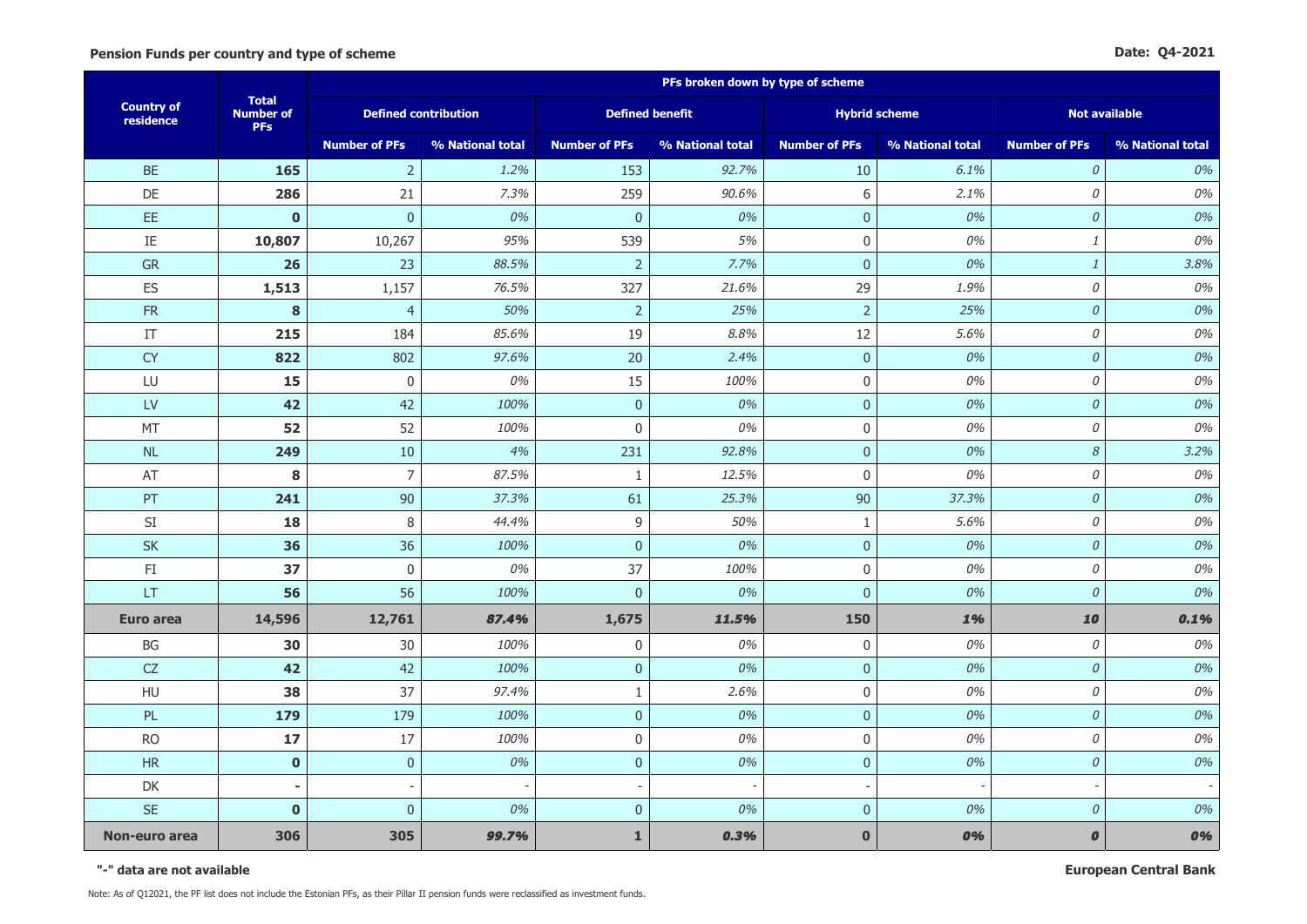**Pension Funds per country and type of scheme**

**Date: Q4-2021**

| Country of residence | Total Number of PFs | PFs broken down by type of scheme | | | | | | | |
|---|---|---|---|---|---|---|---|---|---|
| | | Defined contribution | | Defined benefit | | Hybrid scheme | | Not available | |
| | | Number of PFs | % National total | Number of PFs | % National total | Number of PFs | % National total | Number of PFs | % National total |
| BE | **165** | 2 | *1.2%* | 153 | *92.7%* | 10 | *6.1%* | *0* | *0%* |
| DE | **286** | 21 | *7.3%* | 259 | *90.6%* | 6 | *2.1%* | *0* | *0%* |
| EE | **0** | 0 | *0%* | 0 | *0%* | 0 | *0%* | *0* | *0%* |
| IE | **10,807** | 10,267 | *95%* | 539 | *5%* | 0 | *0%* | *1* | *0%* |
| GR | **26** | 23 | *88.5%* | 2 | *7.7%* | 0 | *0%* | *1* | *3.8%* |
| ES | **1,513** | 1,157 | *76.5%* | 327 | *21.6%* | 29 | *1.9%* | *0* | *0%* |
| FR | **8** | 4 | *50%* | 2 | *25%* | 2 | *25%* | *0* | *0%* |
| IT | **215** | 184 | *85.6%* | 19 | *8.8%* | 12 | *5.6%* | *0* | *0%* |
| CY | **822** | 802 | *97.6%* | 20 | *2.4%* | 0 | *0%* | *0* | *0%* |
| LU | **15** | 0 | *0%* | 15 | *100%* | 0 | *0%* | *0* | *0%* |
| LV | **42** | 42 | *100%* | 0 | *0%* | 0 | *0%* | *0* | *0%* |
| MT | **52** | 52 | *100%* | 0 | *0%* | 0 | *0%* | *0* | *0%* |
| NL | **249** | 10 | *4%* | 231 | *92.8%* | 0 | *0%* | *8* | *3.2%* |
| AT | **8** | 7 | *87.5%* | 1 | *12.5%* | 0 | *0%* | *0* | *0%* |
| PT | **241** | 90 | *37.3%* | 61 | *25.3%* | 90 | *37.3%* | *0* | *0%* |
| SI | **18** | 8 | *44.4%* | 9 | *50%* | 1 | *5.6%* | *0* | *0%* |
| SK | **36** | 36 | *100%* | 0 | *0%* | 0 | *0%* | *0* | *0%* |
| FI | **37** | 0 | *0%* | 37 | *100%* | 0 | *0%* | *0* | *0%* |
| LT | **56** | 56 | *100%* | 0 | *0%* | 0 | *0%* | *0* | *0%* |
| **Euro area** | **14,596** | **12,761** | ***87.4%*** | **1,675** | ***11.5%*** | **150** | ***1%*** | ***10*** | ***0.1%*** |
| BG | **30** | 30 | *100%* | 0 | *0%* | 0 | *0%* | *0* | *0%* |
| CZ | **42** | 42 | *100%* | 0 | *0%* | 0 | *0%* | *0* | *0%* |
| HU | **38** | 37 | *97.4%* | 1 | *2.6%* | 0 | *0%* | *0* | *0%* |
| PL | **179** | 179 | *100%* | 0 | *0%* | 0 | *0%* | *0* | *0%* |
| RO | **17** | 17 | *100%* | 0 | *0%* | 0 | *0%* | *0* | *0%* |
| HR | **0** | 0 | *0%* | 0 | *0%* | 0 | *0%* | *0* | *0%* |
| DK | **-** | - | - | - | - | - | - | - | - |
| SE | **0** | 0 | *0%* | 0 | *0%* | 0 | *0%* | *0* | *0%* |
| **Non-euro area** | **306** | **305** | ***99.7%*** | **1** | ***0.3%*** | **0** | ***0%*** | ***0*** | ***0%*** |

**"-" data are not available**

**European Central Bank**

Note: As of Q12021, the PF list does not include the Estonian PFs, as their Pillar II pension funds were reclassified as investment funds.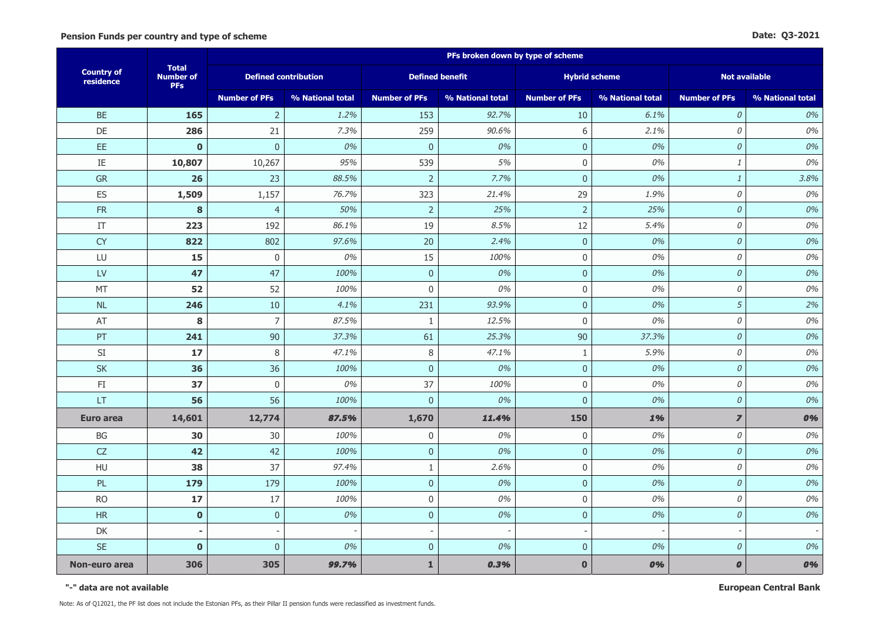**Pension Funds per country and type of scheme**

**Date: Q3-2021**

| Country of residence | Total Number of PFs | PFs broken down by type of scheme | | | | | | | |
|---|---|---|---|---|---|---|---|---|---|
| | | Defined contribution | | Defined benefit | | Hybrid scheme | | Not available | |
| | | Number of PFs | % National total | Number of PFs | % National total | Number of PFs | % National total | Number of PFs | % National total |
| BE | **165** | 2 | *1.2%* | 153 | *92.7%* | 10 | *6.1%* | *0* | *0%* |
| DE | **286** | 21 | *7.3%* | 259 | *90.6%* | 6 | *2.1%* | *0* | *0%* |
| EE | **0** | 0 | *0%* | 0 | *0%* | 0 | *0%* | *0* | *0%* |
| IE | **10,807** | 10,267 | *95%* | 539 | *5%* | 0 | *0%* | *1* | *0%* |
| GR | **26** | 23 | *88.5%* | 2 | *7.7%* | 0 | *0%* | *1* | *3.8%* |
| ES | **1,509** | 1,157 | *76.7%* | 323 | *21.4%* | 29 | *1.9%* | *0* | *0%* |
| FR | **8** | 4 | *50%* | 2 | *25%* | 2 | *25%* | *0* | *0%* |
| IT | **223** | 192 | *86.1%* | 19 | *8.5%* | 12 | *5.4%* | *0* | *0%* |
| CY | **822** | 802 | *97.6%* | 20 | *2.4%* | 0 | *0%* | *0* | *0%* |
| LU | **15** | 0 | *0%* | 15 | *100%* | 0 | *0%* | *0* | *0%* |
| LV | **47** | 47 | *100%* | 0 | *0%* | 0 | *0%* | *0* | *0%* |
| MT | **52** | 52 | *100%* | 0 | *0%* | 0 | *0%* | *0* | *0%* |
| NL | **246** | 10 | *4.1%* | 231 | *93.9%* | 0 | *0%* | *5* | *2%* |
| AT | **8** | 7 | *87.5%* | 1 | *12.5%* | 0 | *0%* | *0* | *0%* |
| PT | **241** | 90 | *37.3%* | 61 | *25.3%* | 90 | *37.3%* | *0* | *0%* |
| SI | **17** | 8 | *47.1%* | 8 | *47.1%* | 1 | *5.9%* | *0* | *0%* |
| SK | **36** | 36 | *100%* | 0 | *0%* | 0 | *0%* | *0* | *0%* |
| FI | **37** | 0 | *0%* | 37 | *100%* | 0 | *0%* | *0* | *0%* |
| LT | **56** | 56 | *100%* | 0 | *0%* | 0 | *0%* | *0* | *0%* |
| **Euro area** | **14,601** | **12,774** | ***87.5%*** | **1,670** | ***11.4%*** | **150** | ***1%*** | ***7*** | ***0%*** |
| BG | **30** | 30 | *100%* | 0 | *0%* | 0 | *0%* | *0* | *0%* |
| CZ | **42** | 42 | *100%* | 0 | *0%* | 0 | *0%* | *0* | *0%* |
| HU | **38** | 37 | *97.4%* | 1 | *2.6%* | 0 | *0%* | *0* | *0%* |
| PL | **179** | 179 | *100%* | 0 | *0%* | 0 | *0%* | *0* | *0%* |
| RO | **17** | 17 | *100%* | 0 | *0%* | 0 | *0%* | *0* | *0%* |
| HR | **0** | 0 | *0%* | 0 | *0%* | 0 | *0%* | *0* | *0%* |
| DK | **-** | - | - | - | - | - | - | - | - |
| SE | **0** | 0 | *0%* | 0 | *0%* | 0 | *0%* | *0* | *0%* |
| **Non-euro area** | **306** | **305** | ***99.7%*** | **1** | ***0.3%*** | **0** | ***0%*** | ***0*** | ***0%*** |

**"-" data are not available**

**European Central Bank**

Note: As of Q12021, the PF list does not include the Estonian PFs, as their Pillar II pension funds were reclassified as investment funds.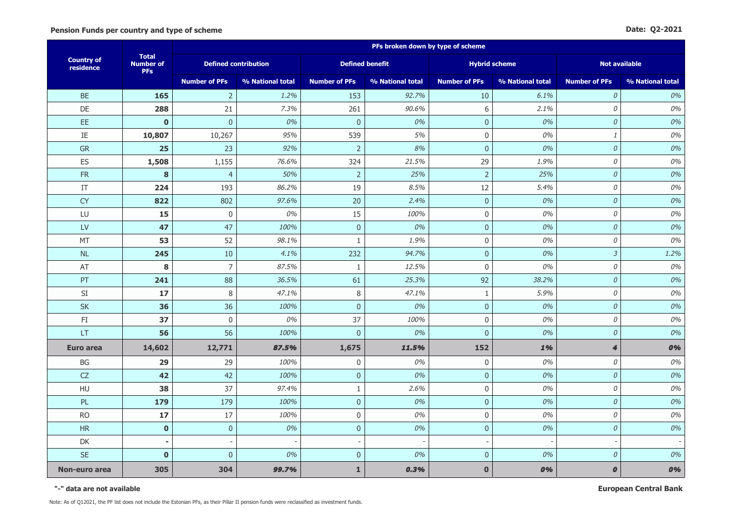**Pension Funds per country and type of scheme**

**Date: Q2-2021**

| Country of residence | Total Number of PFs | PFs broken down by type of scheme | | | | | | | |
|---|---|---|---|---|---|---|---|---|---|
| | | Defined contribution | | Defined benefit | | Hybrid scheme | | Not available | |
| | | Number of PFs | % National total | Number of PFs | % National total | Number of PFs | % National total | Number of PFs | % National total |
| BE | **165** | 2 | *1.2%* | 153 | *92.7%* | 10 | *6.1%* | *0* | *0%* |
| DE | **288** | 21 | *7.3%* | 261 | *90.6%* | 6 | *2.1%* | *0* | *0%* |
| EE | **0** | 0 | *0%* | 0 | *0%* | 0 | *0%* | *0* | *0%* |
| IE | **10,807** | 10,267 | *95%* | 539 | *5%* | 0 | *0%* | *1* | *0%* |
| GR | **25** | 23 | *92%* | 2 | *8%* | 0 | *0%* | *0* | *0%* |
| ES | **1,508** | 1,155 | *76.6%* | 324 | *21.5%* | 29 | *1.9%* | *0* | *0%* |
| FR | **8** | 4 | *50%* | 2 | *25%* | 2 | *25%* | *0* | *0%* |
| IT | **224** | 193 | *86.2%* | 19 | *8.5%* | 12 | *5.4%* | *0* | *0%* |
| CY | **822** | 802 | *97.6%* | 20 | *2.4%* | 0 | *0%* | *0* | *0%* |
| LU | **15** | 0 | *0%* | 15 | *100%* | 0 | *0%* | *0* | *0%* |
| LV | **47** | 47 | *100%* | 0 | *0%* | 0 | *0%* | *0* | *0%* |
| MT | **53** | 52 | *98.1%* | 1 | *1.9%* | 0 | *0%* | *0* | *0%* |
| NL | **245** | 10 | *4.1%* | 232 | *94.7%* | 0 | *0%* | *3* | *1.2%* |
| AT | **8** | 7 | *87.5%* | 1 | *12.5%* | 0 | *0%* | *0* | *0%* |
| PT | **241** | 88 | *36.5%* | 61 | *25.3%* | 92 | *38.2%* | *0* | *0%* |
| SI | **17** | 8 | *47.1%* | 8 | *47.1%* | 1 | *5.9%* | *0* | *0%* |
| SK | **36** | 36 | *100%* | 0 | *0%* | 0 | *0%* | *0* | *0%* |
| FI | **37** | 0 | *0%* | 37 | *100%* | 0 | *0%* | *0* | *0%* |
| LT | **56** | 56 | *100%* | 0 | *0%* | 0 | *0%* | *0* | *0%* |
| **Euro area** | **14,602** | **12,771** | ***87.5%*** | **1,675** | ***11.5%*** | **152** | ***1%*** | ***4*** | ***0%*** |
| BG | **29** | 29 | *100%* | 0 | *0%* | 0 | *0%* | *0* | *0%* |
| CZ | **42** | 42 | *100%* | 0 | *0%* | 0 | *0%* | *0* | *0%* |
| HU | **38** | 37 | *97.4%* | 1 | *2.6%* | 0 | *0%* | *0* | *0%* |
| PL | **179** | 179 | *100%* | 0 | *0%* | 0 | *0%* | *0* | *0%* |
| RO | **17** | 17 | *100%* | 0 | *0%* | 0 | *0%* | *0* | *0%* |
| HR | **0** | 0 | *0%* | 0 | *0%* | 0 | *0%* | *0* | *0%* |
| DK | **-** | - | - | - | - | - | - | - | - |
| SE | **0** | 0 | *0%* | 0 | *0%* | 0 | *0%* | *0* | *0%* |
| **Non-euro area** | **305** | **304** | ***99.7%*** | **1** | ***0.3%*** | **0** | ***0%*** | ***0*** | ***0%*** |

**"-" data are not available**

**European Central Bank**

Note: As of Q12021, the PF list does not include the Estonian PFs, as their Pillar II pension funds were reclassified as investment funds.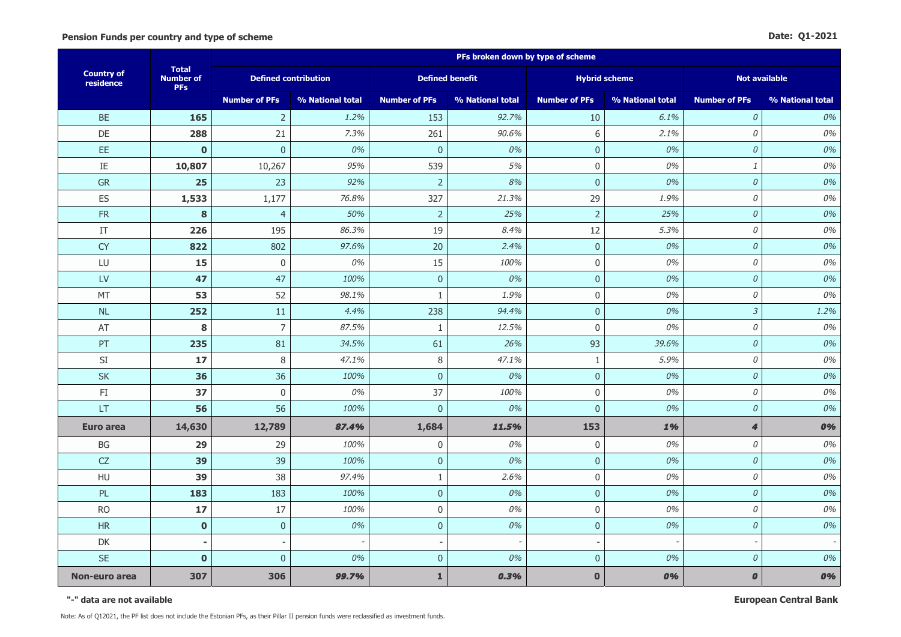**Pension Funds per country and type of scheme**

**Date: Q1-2021**

| Country of residence | Total Number of PFs | PFs broken down by type of scheme | | | | | | | |
|---|---|---|---|---|---|---|---|---|---|
| | | Defined contribution | | Defined benefit | | Hybrid scheme | | Not available | |
| | | Number of PFs | % National total | Number of PFs | % National total | Number of PFs | % National total | Number of PFs | % National total |
| BE | **165** | 2 | *1.2%* | 153 | *92.7%* | 10 | *6.1%* | *0* | *0%* |
| DE | **288** | 21 | *7.3%* | 261 | *90.6%* | 6 | *2.1%* | *0* | *0%* |
| EE | **0** | 0 | *0%* | 0 | *0%* | 0 | *0%* | *0* | *0%* |
| IE | **10,807** | 10,267 | *95%* | 539 | *5%* | 0 | *0%* | *1* | *0%* |
| GR | **25** | 23 | *92%* | 2 | *8%* | 0 | *0%* | *0* | *0%* |
| ES | **1,533** | 1,177 | *76.8%* | 327 | *21.3%* | 29 | *1.9%* | *0* | *0%* |
| FR | **8** | 4 | *50%* | 2 | *25%* | 2 | *25%* | *0* | *0%* |
| IT | **226** | 195 | *86.3%* | 19 | *8.4%* | 12 | *5.3%* | *0* | *0%* |
| CY | **822** | 802 | *97.6%* | 20 | *2.4%* | 0 | *0%* | *0* | *0%* |
| LU | **15** | 0 | *0%* | 15 | *100%* | 0 | *0%* | *0* | *0%* |
| LV | **47** | 47 | *100%* | 0 | *0%* | 0 | *0%* | *0* | *0%* |
| MT | **53** | 52 | *98.1%* | 1 | *1.9%* | 0 | *0%* | *0* | *0%* |
| NL | **252** | 11 | *4.4%* | 238 | *94.4%* | 0 | *0%* | *3* | *1.2%* |
| AT | **8** | 7 | *87.5%* | 1 | *12.5%* | 0 | *0%* | *0* | *0%* |
| PT | **235** | 81 | *34.5%* | 61 | *26%* | 93 | *39.6%* | *0* | *0%* |
| SI | **17** | 8 | *47.1%* | 8 | *47.1%* | 1 | *5.9%* | *0* | *0%* |
| SK | **36** | 36 | *100%* | 0 | *0%* | 0 | *0%* | *0* | *0%* |
| FI | **37** | 0 | *0%* | 37 | *100%* | 0 | *0%* | *0* | *0%* |
| LT | **56** | 56 | *100%* | 0 | *0%* | 0 | *0%* | *0* | *0%* |
| **Euro area** | **14,630** | **12,789** | ***87.4%*** | **1,684** | ***11.5%*** | **153** | ***1%*** | ***4*** | ***0%*** |
| BG | **29** | 29 | *100%* | 0 | *0%* | 0 | *0%* | *0* | *0%* |
| CZ | **39** | 39 | *100%* | 0 | *0%* | 0 | *0%* | *0* | *0%* |
| HU | **39** | 38 | *97.4%* | 1 | *2.6%* | 0 | *0%* | *0* | *0%* |
| PL | **183** | 183 | *100%* | 0 | *0%* | 0 | *0%* | *0* | *0%* |
| RO | **17** | 17 | *100%* | 0 | *0%* | 0 | *0%* | *0* | *0%* |
| HR | **0** | 0 | *0%* | 0 | *0%* | 0 | *0%* | *0* | *0%* |
| DK | **-** | - | - | - | - | - | - | - | - |
| SE | **0** | 0 | *0%* | 0 | *0%* | 0 | *0%* | *0* | *0%* |
| **Non-euro area** | **307** | **306** | ***99.7%*** | **1** | ***0.3%*** | **0** | ***0%*** | ***0*** | ***0%*** |

**"-" data are not available**

**European Central Bank**

Note: As of Q12021, the PF list does not include the Estonian PFs, as their Pillar II pension funds were reclassified as investment funds.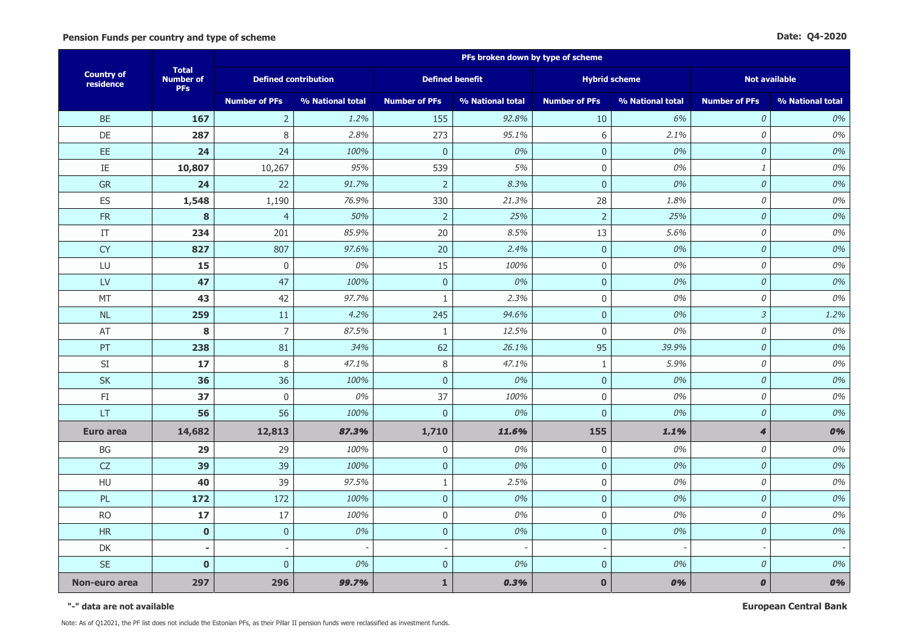**Pension Funds per country and type of scheme**

**Date: Q4-2020**

| Country of residence | Total Number of PFs | PFs broken down by type of scheme | | | | | | | |
|---|---|---|---|---|---|---|---|---|---|
| | | Defined contribution | | Defined benefit | | Hybrid scheme | | Not available | |
| | | Number of PFs | % National total | Number of PFs | % National total | Number of PFs | % National total | Number of PFs | % National total |
| BE | **167** | 2 | *1.2%* | 155 | *92.8%* | 10 | *6%* | *0* | *0%* |
| DE | **287** | 8 | *2.8%* | 273 | *95.1%* | 6 | *2.1%* | *0* | *0%* |
| EE | **24** | 24 | *100%* | 0 | *0%* | 0 | *0%* | *0* | *0%* |
| IE | **10,807** | 10,267 | *95%* | 539 | *5%* | 0 | *0%* | *1* | *0%* |
| GR | **24** | 22 | *91.7%* | 2 | *8.3%* | 0 | *0%* | *0* | *0%* |
| ES | **1,548** | 1,190 | *76.9%* | 330 | *21.3%* | 28 | *1.8%* | *0* | *0%* |
| FR | **8** | 4 | *50%* | 2 | *25%* | 2 | *25%* | *0* | *0%* |
| IT | **234** | 201 | *85.9%* | 20 | *8.5%* | 13 | *5.6%* | *0* | *0%* |
| CY | **827** | 807 | *97.6%* | 20 | *2.4%* | 0 | *0%* | *0* | *0%* |
| LU | **15** | 0 | *0%* | 15 | *100%* | 0 | *0%* | *0* | *0%* |
| LV | **47** | 47 | *100%* | 0 | *0%* | 0 | *0%* | *0* | *0%* |
| MT | **43** | 42 | *97.7%* | 1 | *2.3%* | 0 | *0%* | *0* | *0%* |
| NL | **259** | 11 | *4.2%* | 245 | *94.6%* | 0 | *0%* | *3* | *1.2%* |
| AT | **8** | 7 | *87.5%* | 1 | *12.5%* | 0 | *0%* | *0* | *0%* |
| PT | **238** | 81 | *34%* | 62 | *26.1%* | 95 | *39.9%* | *0* | *0%* |
| SI | **17** | 8 | *47.1%* | 8 | *47.1%* | 1 | *5.9%* | *0* | *0%* |
| SK | **36** | 36 | *100%* | 0 | *0%* | 0 | *0%* | *0* | *0%* |
| FI | **37** | 0 | *0%* | 37 | *100%* | 0 | *0%* | *0* | *0%* |
| LT | **56** | 56 | *100%* | 0 | *0%* | 0 | *0%* | *0* | *0%* |
| **Euro area** | **14,682** | **12,813** | ***87.3%*** | **1,710** | ***11.6%*** | **155** | ***1.1%*** | ***4*** | ***0%*** |
| BG | **29** | 29 | *100%* | 0 | *0%* | 0 | *0%* | *0* | *0%* |
| CZ | **39** | 39 | *100%* | 0 | *0%* | 0 | *0%* | *0* | *0%* |
| HU | **40** | 39 | *97.5%* | 1 | *2.5%* | 0 | *0%* | *0* | *0%* |
| PL | **172** | 172 | *100%* | 0 | *0%* | 0 | *0%* | *0* | *0%* |
| RO | **17** | 17 | *100%* | 0 | *0%* | 0 | *0%* | *0* | *0%* |
| HR | **0** | 0 | *0%* | 0 | *0%* | 0 | *0%* | *0* | *0%* |
| DK | **-** | - | - | - | - | - | - | - | - |
| SE | **0** | 0 | *0%* | 0 | *0%* | 0 | *0%* | *0* | *0%* |
| **Non-euro area** | **297** | **296** | ***99.7%*** | **1** | ***0.3%*** | **0** | ***0%*** | ***0*** | ***0%*** |

**"-" data are not available**

**European Central Bank**

Note: As of Q12021, the PF list does not include the Estonian PFs, as their Pillar II pension funds were reclassified as investment funds.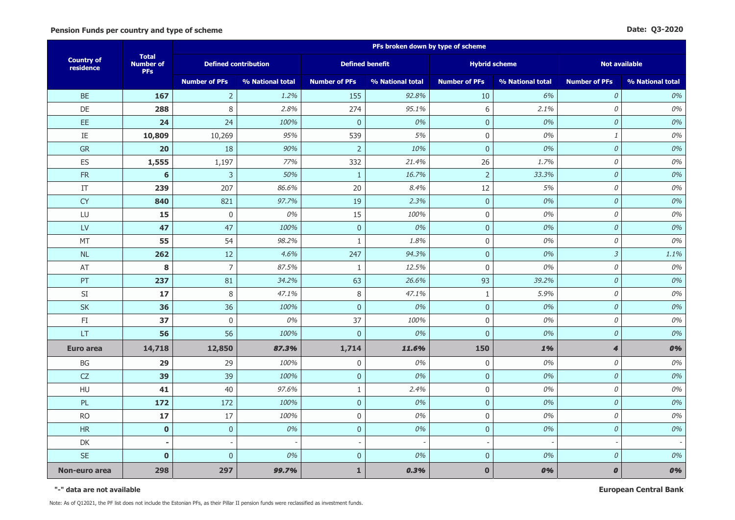**Pension Funds per country and type of scheme**

**Date: Q3-2020**

| Country of residence | Total Number of PFs | PFs broken down by type of scheme | | | | | | | |
|---|---|---|---|---|---|---|---|---|---|
| | | Defined contribution | | Defined benefit | | Hybrid scheme | | Not available | |
| | | Number of PFs | % National total | Number of PFs | % National total | Number of PFs | % National total | Number of PFs | % National total |
| BE | **167** | 2 | *1.2%* | 155 | *92.8%* | 10 | *6%* | *0* | *0%* |
| DE | **288** | 8 | *2.8%* | 274 | *95.1%* | 6 | *2.1%* | *0* | *0%* |
| EE | **24** | 24 | *100%* | 0 | *0%* | 0 | *0%* | *0* | *0%* |
| IE | **10,809** | 10,269 | *95%* | 539 | *5%* | 0 | *0%* | *1* | *0%* |
| GR | **20** | 18 | *90%* | 2 | *10%* | 0 | *0%* | *0* | *0%* |
| ES | **1,555** | 1,197 | *77%* | 332 | *21.4%* | 26 | *1.7%* | *0* | *0%* |
| FR | **6** | 3 | *50%* | 1 | *16.7%* | 2 | *33.3%* | *0* | *0%* |
| IT | **239** | 207 | *86.6%* | 20 | *8.4%* | 12 | *5%* | *0* | *0%* |
| CY | **840** | 821 | *97.7%* | 19 | *2.3%* | 0 | *0%* | *0* | *0%* |
| LU | **15** | 0 | *0%* | 15 | *100%* | 0 | *0%* | *0* | *0%* |
| LV | **47** | 47 | *100%* | 0 | *0%* | 0 | *0%* | *0* | *0%* |
| MT | **55** | 54 | *98.2%* | 1 | *1.8%* | 0 | *0%* | *0* | *0%* |
| NL | **262** | 12 | *4.6%* | 247 | *94.3%* | 0 | *0%* | *3* | *1.1%* |
| AT | **8** | 7 | *87.5%* | 1 | *12.5%* | 0 | *0%* | *0* | *0%* |
| PT | **237** | 81 | *34.2%* | 63 | *26.6%* | 93 | *39.2%* | *0* | *0%* |
| SI | **17** | 8 | *47.1%* | 8 | *47.1%* | 1 | *5.9%* | *0* | *0%* |
| SK | **36** | 36 | *100%* | 0 | *0%* | 0 | *0%* | *0* | *0%* |
| FI | **37** | 0 | *0%* | 37 | *100%* | 0 | *0%* | *0* | *0%* |
| LT | **56** | 56 | *100%* | 0 | *0%* | 0 | *0%* | *0* | *0%* |
| **Euro area** | **14,718** | **12,850** | ***87.3%*** | **1,714** | ***11.6%*** | **150** | ***1%*** | ***4*** | ***0%*** |
| BG | **29** | 29 | *100%* | 0 | *0%* | 0 | *0%* | *0* | *0%* |
| CZ | **39** | 39 | *100%* | 0 | *0%* | 0 | *0%* | *0* | *0%* |
| HU | **41** | 40 | *97.6%* | 1 | *2.4%* | 0 | *0%* | *0* | *0%* |
| PL | **172** | 172 | *100%* | 0 | *0%* | 0 | *0%* | *0* | *0%* |
| RO | **17** | 17 | *100%* | 0 | *0%* | 0 | *0%* | *0* | *0%* |
| HR | **0** | 0 | *0%* | 0 | *0%* | 0 | *0%* | *0* | *0%* |
| DK | **-** | - | - | - | - | - | - | - | - |
| SE | **0** | 0 | *0%* | 0 | *0%* | 0 | *0%* | *0* | *0%* |
| **Non-euro area** | **298** | **297** | ***99.7%*** | **1** | ***0.3%*** | **0** | ***0%*** | ***0*** | ***0%*** |

**"-" data are not available**

**European Central Bank**

Note: As of Q12021, the PF list does not include the Estonian PFs, as their Pillar II pension funds were reclassified as investment funds.